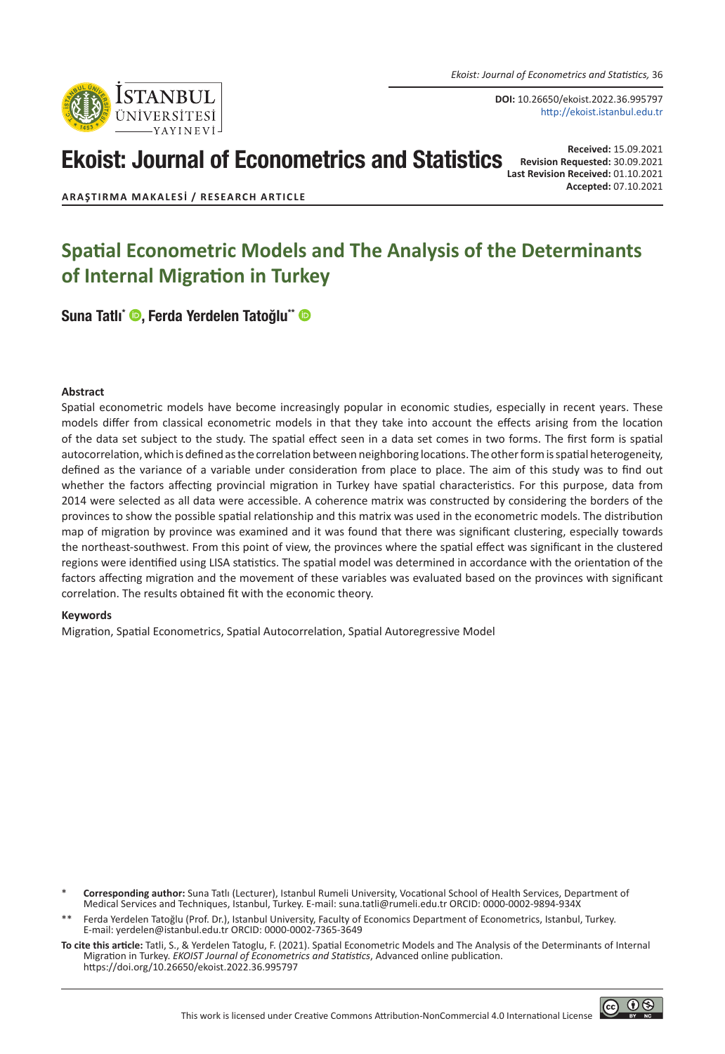**DOI:** 10.26650/ekoist.2022.36.995797
http://ekoist.istanbul.edu.tr

# Ekoist: Journal of Econometrics and Statistics

**Received:** 15.09.2021
**Revision Requested:** 30.09.2021
**Last Revision Received:** 01.10.2021
**Accepted:** 07.10.2021

**ARAŞTIRMA MAKALESİ / RESEARCH ARTICLE**

## Spatial Econometric Models and The Analysis of the Determinants of Internal Migration in Turkey

**Suna Tatlı[*], Ferda Yerdelen Tatoğlu[**]**

### Abstract

Spatial econometric models have become increasingly popular in economic studies, especially in recent years. These models differ from classical econometric models in that they take into account the effects arising from the location of the data set subject to the study. The spatial effect seen in a data set comes in two forms. The first form is spatial autocorrelation, which is defined as the correlation between neighboring locations. The other form is spatial heterogeneity, defined as the variance of a variable under consideration from place to place. The aim of this study was to find out whether the factors affecting provincial migration in Turkey have spatial characteristics. For this purpose, data from 2014 were selected as all data were accessible. A coherence matrix was constructed by considering the borders of the provinces to show the possible spatial relationship and this matrix was used in the econometric models. The distribution map of migration by province was examined and it was found that there was significant clustering, especially towards the northeast-southwest. From this point of view, the provinces where the spatial effect was significant in the clustered regions were identified using LISA statistics. The spatial model was determined in accordance with the orientation of the factors affecting migration and the movement of these variables was evaluated based on the provinces with significant correlation. The results obtained fit with the economic theory.

### Keywords

Migration, Spatial Econometrics, Spatial Autocorrelation, Spatial Autoregressive Model

[*] **Corresponding author:** Suna Tatlı (Lecturer), Istanbul Rumeli University, Vocational School of Health Services, Department of Medical Services and Techniques, Istanbul, Turkey. E-mail: suna.tatli@rumeli.edu.tr ORCID: 0000-0002-9894-934X

[**] Ferda Yerdelen Tatoğlu (Prof. Dr.), Istanbul University, Faculty of Economics Department of Econometrics, Istanbul, Turkey. E-mail: yerdelen@istanbul.edu.tr ORCID: 0000-0002-7365-3649

**To cite this article:** Tatli, S., & Yerdelen Tatoglu, F. (2021). Spatial Econometric Models and The Analysis of the Determinants of Internal Migration in Turkey. *EKOIST Journal of Econometrics and Statistics*, Advanced online publication. https://doi.org/10.26650/ekoist.2022.36.995797

This work is licensed under Creative Commons Attribution-NonCommercial 4.0 International License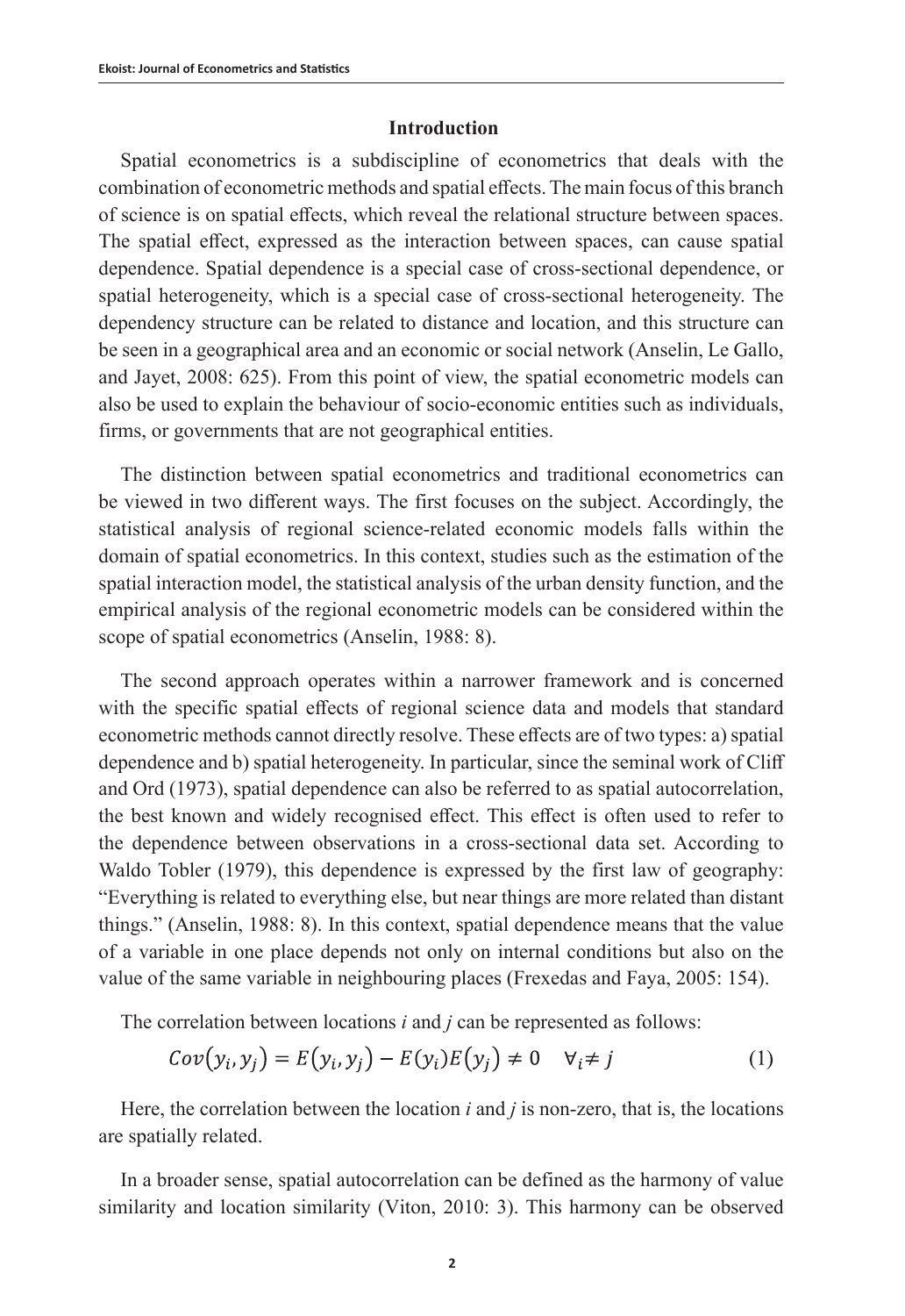## Introduction

Spatial econometrics is a subdiscipline of econometrics that deals with the combination of econometric methods and spatial effects. The main focus of this branch of science is on spatial effects, which reveal the relational structure between spaces. The spatial effect, expressed as the interaction between spaces, can cause spatial dependence. Spatial dependence is a special case of cross-sectional dependence, or spatial heterogeneity, which is a special case of cross-sectional heterogeneity. The dependency structure can be related to distance and location, and this structure can be seen in a geographical area and an economic or social network (Anselin, Le Gallo, and Jayet, 2008: 625). From this point of view, the spatial econometric models can also be used to explain the behaviour of socio-economic entities such as individuals, firms, or governments that are not geographical entities.

The distinction between spatial econometrics and traditional econometrics can be viewed in two different ways. The first focuses on the subject. Accordingly, the statistical analysis of regional science-related economic models falls within the domain of spatial econometrics. In this context, studies such as the estimation of the spatial interaction model, the statistical analysis of the urban density function, and the empirical analysis of the regional econometric models can be considered within the scope of spatial econometrics (Anselin, 1988: 8).

The second approach operates within a narrower framework and is concerned with the specific spatial effects of regional science data and models that standard econometric methods cannot directly resolve. These effects are of two types: a) spatial dependence and b) spatial heterogeneity. In particular, since the seminal work of Cliff and Ord (1973), spatial dependence can also be referred to as spatial autocorrelation, the best known and widely recognised effect. This effect is often used to refer to the dependence between observations in a cross-sectional data set. According to Waldo Tobler (1979), this dependence is expressed by the first law of geography: "Everything is related to everything else, but near things are more related than distant things." (Anselin, 1988: 8). In this context, spatial dependence means that the value of a variable in one place depends not only on internal conditions but also on the value of the same variable in neighbouring places (Frexedas and Faya, 2005: 154).

The correlation between locations *i* and *j* can be represented as follows:

$$Cov(y_i, y_j) = E(y_i, y_j) - E(y_i)E(y_j) \neq 0 \quad \forall_i \neq j \tag{1}$$

Here, the correlation between the location *i* and *j* is non-zero, that is, the locations are spatially related.

In a broader sense, spatial autocorrelation can be defined as the harmony of value similarity and location similarity (Viton, 2010: 3). This harmony can be observed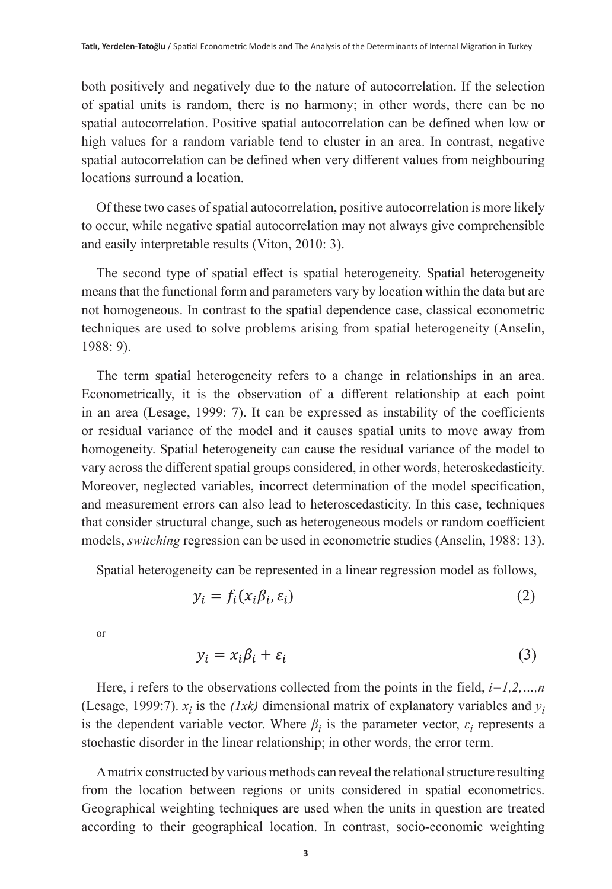both positively and negatively due to the nature of autocorrelation. If the selection of spatial units is random, there is no harmony; in other words, there can be no spatial autocorrelation. Positive spatial autocorrelation can be defined when low or high values for a random variable tend to cluster in an area. In contrast, negative spatial autocorrelation can be defined when very different values from neighbouring locations surround a location.

Of these two cases of spatial autocorrelation, positive autocorrelation is more likely to occur, while negative spatial autocorrelation may not always give comprehensible and easily interpretable results (Viton, 2010: 3).

The second type of spatial effect is spatial heterogeneity. Spatial heterogeneity means that the functional form and parameters vary by location within the data but are not homogeneous. In contrast to the spatial dependence case, classical econometric techniques are used to solve problems arising from spatial heterogeneity (Anselin, 1988: 9).

The term spatial heterogeneity refers to a change in relationships in an area. Econometrically, it is the observation of a different relationship at each point in an area (Lesage, 1999: 7). It can be expressed as instability of the coefficients or residual variance of the model and it causes spatial units to move away from homogeneity. Spatial heterogeneity can cause the residual variance of the model to vary across the different spatial groups considered, in other words, heteroskedasticity. Moreover, neglected variables, incorrect determination of the model specification, and measurement errors can also lead to heteroscedasticity. In this case, techniques that consider structural change, such as heterogeneous models or random coefficient models, *switching* regression can be used in econometric studies (Anselin, 1988: 13).

Spatial heterogeneity can be represented in a linear regression model as follows,

$$y_i = f_i(x_i\beta_i, \varepsilon_i) \tag{2}$$

or

$$y_i = x_i\beta_i + \varepsilon_i \tag{3}$$

Here, i refers to the observations collected from the points in the field, $i=1,2,\ldots,n$ (Lesage, 1999:7). $x_i$ is the $(1xk)$ dimensional matrix of explanatory variables and $y_i$ is the dependent variable vector. Where $\beta_i$ is the parameter vector, $\varepsilon_i$ represents a stochastic disorder in the linear relationship; in other words, the error term.

A matrix constructed by various methods can reveal the relational structure resulting from the location between regions or units considered in spatial econometrics. Geographical weighting techniques are used when the units in question are treated according to their geographical location. In contrast, socio-economic weighting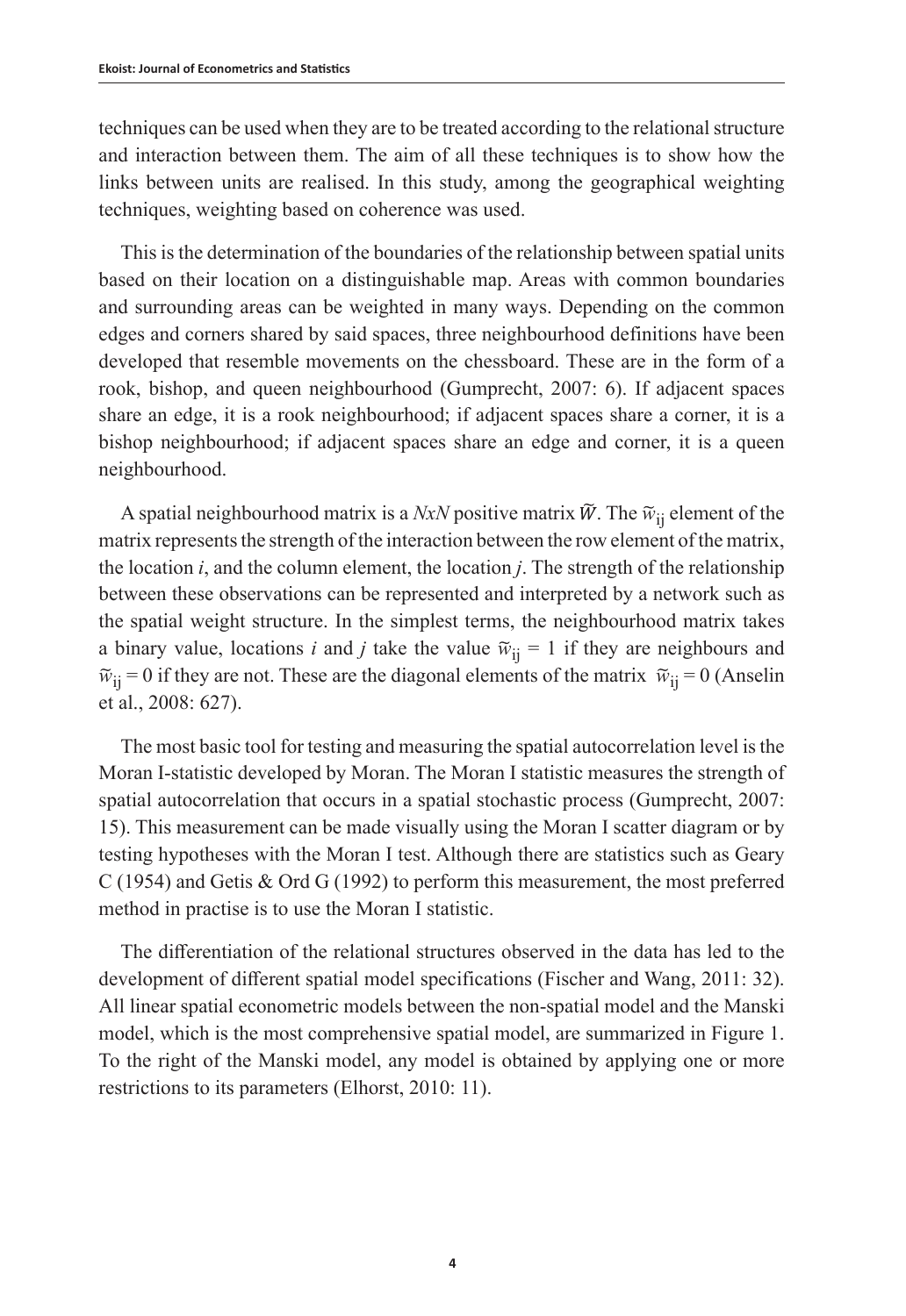techniques can be used when they are to be treated according to the relational structure and interaction between them. The aim of all these techniques is to show how the links between units are realised. In this study, among the geographical weighting techniques, weighting based on coherence was used.

This is the determination of the boundaries of the relationship between spatial units based on their location on a distinguishable map. Areas with common boundaries and surrounding areas can be weighted in many ways. Depending on the common edges and corners shared by said spaces, three neighbourhood definitions have been developed that resemble movements on the chessboard. These are in the form of a rook, bishop, and queen neighbourhood (Gumprecht, 2007: 6). If adjacent spaces share an edge, it is a rook neighbourhood; if adjacent spaces share a corner, it is a bishop neighbourhood; if adjacent spaces share an edge and corner, it is a queen neighbourhood.

A spatial neighbourhood matrix is a *NxN* positive matrix $\widetilde{W}$. The $\widetilde{w}_{ij}$ element of the matrix represents the strength of the interaction between the row element of the matrix, the location *i*, and the column element, the location *j*. The strength of the relationship between these observations can be represented and interpreted by a network such as the spatial weight structure. In the simplest terms, the neighbourhood matrix takes a binary value, locations *i* and *j* take the value $\widetilde{w}_{ij} = 1$ if they are neighbours and $\widetilde{w}_{ij} = 0$ if they are not. These are the diagonal elements of the matrix $\widetilde{w}_{ij} = 0$ (Anselin et al., 2008: 627).

The most basic tool for testing and measuring the spatial autocorrelation level is the Moran I-statistic developed by Moran. The Moran I statistic measures the strength of spatial autocorrelation that occurs in a spatial stochastic process (Gumprecht, 2007: 15). This measurement can be made visually using the Moran I scatter diagram or by testing hypotheses with the Moran I test. Although there are statistics such as Geary C (1954) and Getis & Ord G (1992) to perform this measurement, the most preferred method in practise is to use the Moran I statistic.

The differentiation of the relational structures observed in the data has led to the development of different spatial model specifications (Fischer and Wang, 2011: 32). All linear spatial econometric models between the non-spatial model and the Manski model, which is the most comprehensive spatial model, are summarized in Figure 1. To the right of the Manski model, any model is obtained by applying one or more restrictions to its parameters (Elhorst, 2010: 11).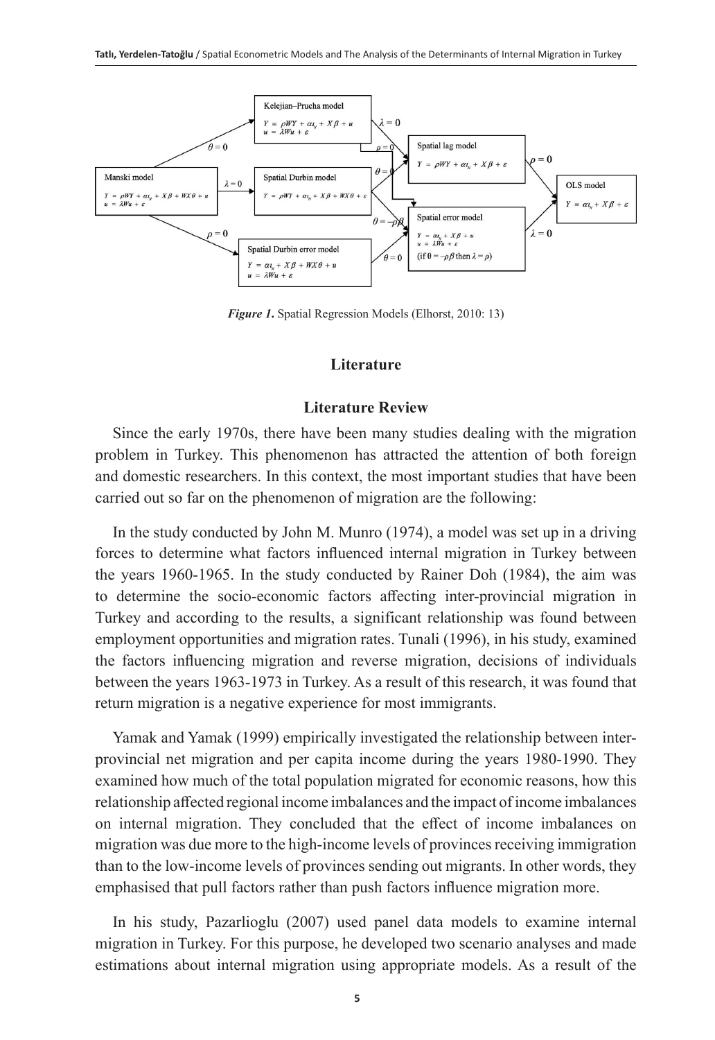*Figure 1.* Spatial Regression Models (Elhorst, 2010: 13)

## Literature

### Literature Review

Since the early 1970s, there have been many studies dealing with the migration problem in Turkey. This phenomenon has attracted the attention of both foreign and domestic researchers. In this context, the most important studies that have been carried out so far on the phenomenon of migration are the following:

In the study conducted by John M. Munro (1974), a model was set up in a driving forces to determine what factors influenced internal migration in Turkey between the years 1960-1965. In the study conducted by Rainer Doh (1984), the aim was to determine the socio-economic factors affecting inter-provincial migration in Turkey and according to the results, a significant relationship was found between employment opportunities and migration rates. Tunali (1996), in his study, examined the factors influencing migration and reverse migration, decisions of individuals between the years 1963-1973 in Turkey. As a result of this research, it was found that return migration is a negative experience for most immigrants.

Yamak and Yamak (1999) empirically investigated the relationship between inter-provincial net migration and per capita income during the years 1980-1990. They examined how much of the total population migrated for economic reasons, how this relationship affected regional income imbalances and the impact of income imbalances on internal migration. They concluded that the effect of income imbalances on migration was due more to the high-income levels of provinces receiving immigration than to the low-income levels of provinces sending out migrants. In other words, they emphasised that pull factors rather than push factors influence migration more.

In his study, Pazarlioglu (2007) used panel data models to examine internal migration in Turkey. For this purpose, he developed two scenario analyses and made estimations about internal migration using appropriate models. As a result of the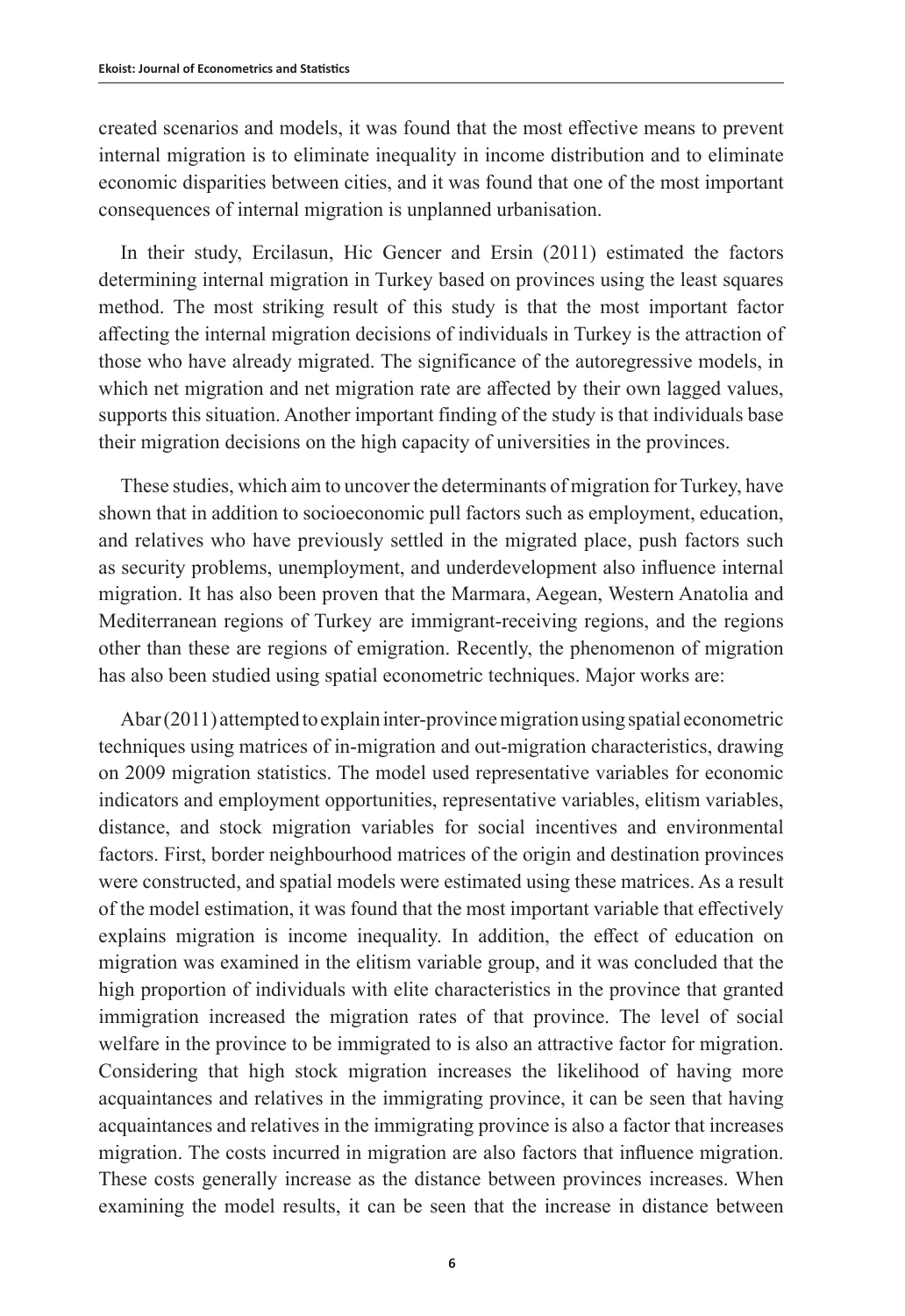created scenarios and models, it was found that the most effective means to prevent internal migration is to eliminate inequality in income distribution and to eliminate economic disparities between cities, and it was found that one of the most important consequences of internal migration is unplanned urbanisation.

In their study, Ercilasun, Hic Gencer and Ersin (2011) estimated the factors determining internal migration in Turkey based on provinces using the least squares method. The most striking result of this study is that the most important factor affecting the internal migration decisions of individuals in Turkey is the attraction of those who have already migrated. The significance of the autoregressive models, in which net migration and net migration rate are affected by their own lagged values, supports this situation. Another important finding of the study is that individuals base their migration decisions on the high capacity of universities in the provinces.

These studies, which aim to uncover the determinants of migration for Turkey, have shown that in addition to socioeconomic pull factors such as employment, education, and relatives who have previously settled in the migrated place, push factors such as security problems, unemployment, and underdevelopment also influence internal migration. It has also been proven that the Marmara, Aegean, Western Anatolia and Mediterranean regions of Turkey are immigrant-receiving regions, and the regions other than these are regions of emigration. Recently, the phenomenon of migration has also been studied using spatial econometric techniques. Major works are:

Abar (2011) attempted to explain inter-province migration using spatial econometric techniques using matrices of in-migration and out-migration characteristics, drawing on 2009 migration statistics. The model used representative variables for economic indicators and employment opportunities, representative variables, elitism variables, distance, and stock migration variables for social incentives and environmental factors. First, border neighbourhood matrices of the origin and destination provinces were constructed, and spatial models were estimated using these matrices. As a result of the model estimation, it was found that the most important variable that effectively explains migration is income inequality. In addition, the effect of education on migration was examined in the elitism variable group, and it was concluded that the high proportion of individuals with elite characteristics in the province that granted immigration increased the migration rates of that province. The level of social welfare in the province to be immigrated to is also an attractive factor for migration. Considering that high stock migration increases the likelihood of having more acquaintances and relatives in the immigrating province, it can be seen that having acquaintances and relatives in the immigrating province is also a factor that increases migration. The costs incurred in migration are also factors that influence migration. These costs generally increase as the distance between provinces increases. When examining the model results, it can be seen that the increase in distance between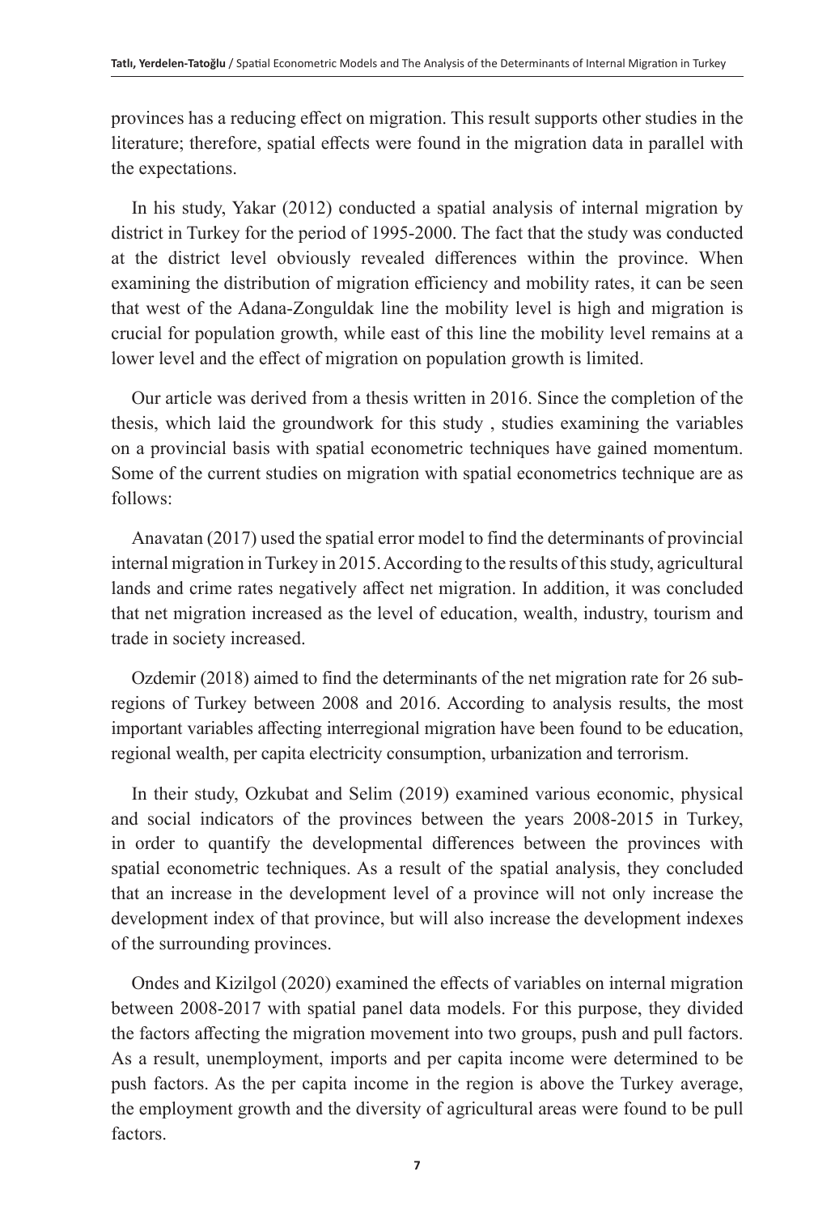provinces has a reducing effect on migration. This result supports other studies in the literature; therefore, spatial effects were found in the migration data in parallel with the expectations.

In his study, Yakar (2012) conducted a spatial analysis of internal migration by district in Turkey for the period of 1995-2000. The fact that the study was conducted at the district level obviously revealed differences within the province. When examining the distribution of migration efficiency and mobility rates, it can be seen that west of the Adana-Zonguldak line the mobility level is high and migration is crucial for population growth, while east of this line the mobility level remains at a lower level and the effect of migration on population growth is limited.

Our article was derived from a thesis written in 2016. Since the completion of the thesis, which laid the groundwork for this study , studies examining the variables on a provincial basis with spatial econometric techniques have gained momentum. Some of the current studies on migration with spatial econometrics technique are as follows:

Anavatan (2017) used the spatial error model to find the determinants of provincial internal migration in Turkey in 2015. According to the results of this study, agricultural lands and crime rates negatively affect net migration. In addition, it was concluded that net migration increased as the level of education, wealth, industry, tourism and trade in society increased.

Ozdemir (2018) aimed to find the determinants of the net migration rate for 26 sub-regions of Turkey between 2008 and 2016. According to analysis results, the most important variables affecting interregional migration have been found to be education, regional wealth, per capita electricity consumption, urbanization and terrorism.

In their study, Ozkubat and Selim (2019) examined various economic, physical and social indicators of the provinces between the years 2008-2015 in Turkey, in order to quantify the developmental differences between the provinces with spatial econometric techniques. As a result of the spatial analysis, they concluded that an increase in the development level of a province will not only increase the development index of that province, but will also increase the development indexes of the surrounding provinces.

Ondes and Kizilgol (2020) examined the effects of variables on internal migration between 2008-2017 with spatial panel data models. For this purpose, they divided the factors affecting the migration movement into two groups, push and pull factors. As a result, unemployment, imports and per capita income were determined to be push factors. As the per capita income in the region is above the Turkey average, the employment growth and the diversity of agricultural areas were found to be pull factors.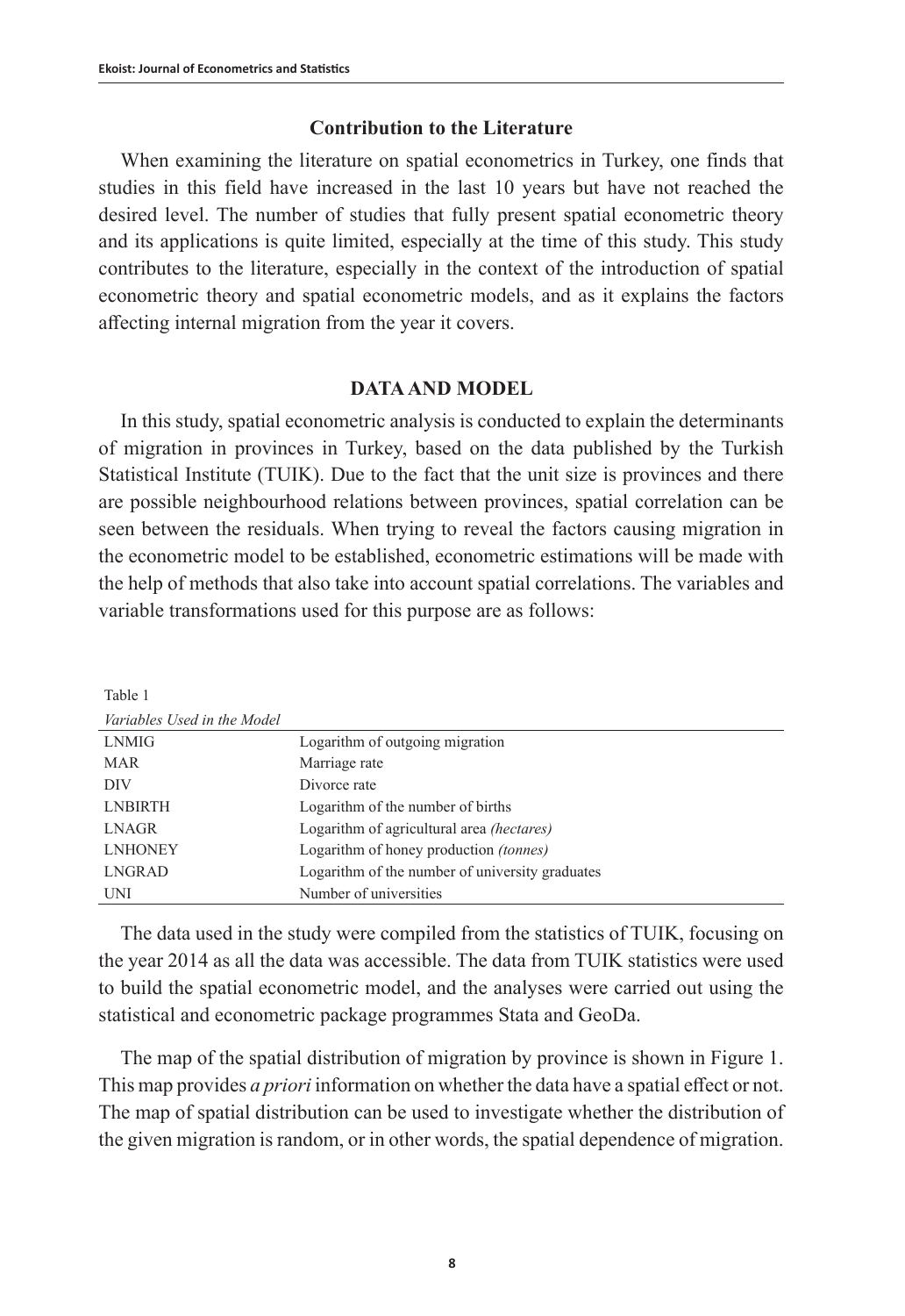## Contribution to the Literature

When examining the literature on spatial econometrics in Turkey, one finds that studies in this field have increased in the last 10 years but have not reached the desired level. The number of studies that fully present spatial econometric theory and its applications is quite limited, especially at the time of this study. This study contributes to the literature, especially in the context of the introduction of spatial econometric theory and spatial econometric models, and as it explains the factors affecting internal migration from the year it covers.

## DATA AND MODEL

In this study, spatial econometric analysis is conducted to explain the determinants of migration in provinces in Turkey, based on the data published by the Turkish Statistical Institute (TUIK). Due to the fact that the unit size is provinces and there are possible neighbourhood relations between provinces, spatial correlation can be seen between the residuals. When trying to reveal the factors causing migration in the econometric model to be established, econometric estimations will be made with the help of methods that also take into account spatial correlations. The variables and variable transformations used for this purpose are as follows:

Table 1

*Variables Used in the Model*

| | |
|---|---|
| LNMIG | Logarithm of outgoing migration |
| MAR | Marriage rate |
| DIV | Divorce rate |
| LNBIRTH | Logarithm of the number of births |
| LNAGR | Logarithm of agricultural area *(hectares)* |
| LNHONEY | Logarithm of honey production *(tonnes)* |
| LNGRAD | Logarithm of the number of university graduates |
| UNI | Number of universities |

The data used in the study were compiled from the statistics of TUIK, focusing on the year 2014 as all the data was accessible. The data from TUIK statistics were used to build the spatial econometric model, and the analyses were carried out using the statistical and econometric package programmes Stata and GeoDa.

The map of the spatial distribution of migration by province is shown in Figure 1. This map provides *a priori* information on whether the data have a spatial effect or not. The map of spatial distribution can be used to investigate whether the distribution of the given migration is random, or in other words, the spatial dependence of migration.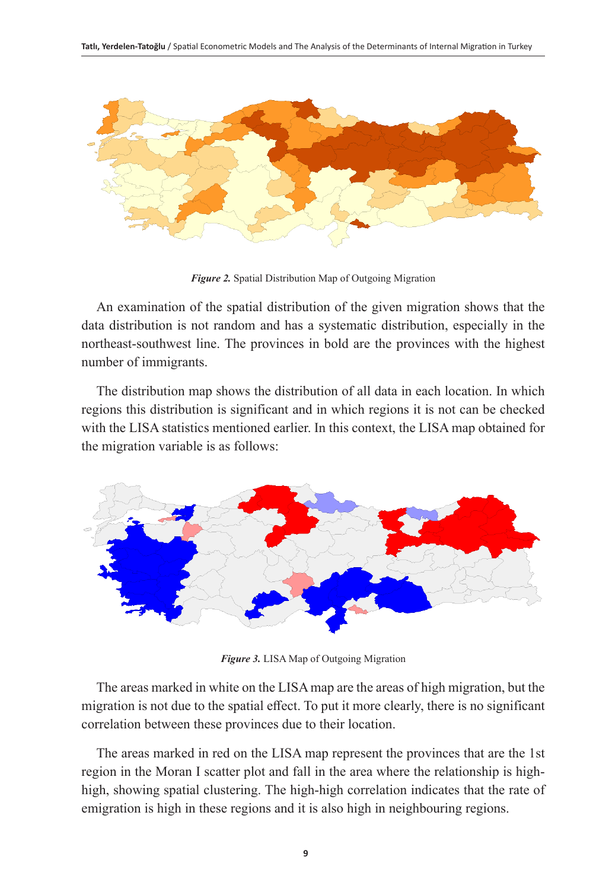*Figure 2.* Spatial Distribution Map of Outgoing Migration

An examination of the spatial distribution of the given migration shows that the data distribution is not random and has a systematic distribution, especially in the northeast-southwest line. The provinces in bold are the provinces with the highest number of immigrants.

The distribution map shows the distribution of all data in each location. In which regions this distribution is significant and in which regions it is not can be checked with the LISA statistics mentioned earlier. In this context, the LISA map obtained for the migration variable is as follows:

*Figure 3.* LISA Map of Outgoing Migration

The areas marked in white on the LISA map are the areas of high migration, but the migration is not due to the spatial effect. To put it more clearly, there is no significant correlation between these provinces due to their location.

The areas marked in red on the LISA map represent the provinces that are the 1st region in the Moran I scatter plot and fall in the area where the relationship is high-high, showing spatial clustering. The high-high correlation indicates that the rate of emigration is high in these regions and it is also high in neighbouring regions.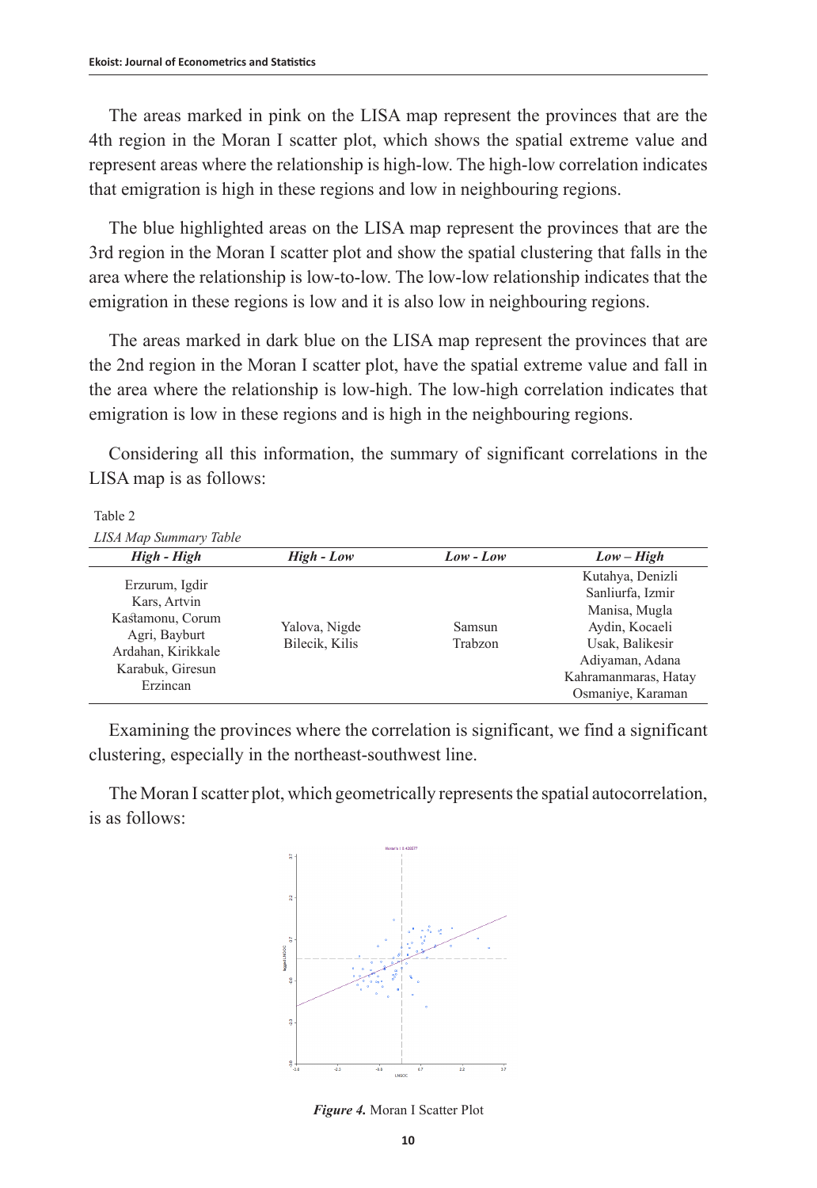The areas marked in pink on the LISA map represent the provinces that are the 4th region in the Moran I scatter plot, which shows the spatial extreme value and represent areas where the relationship is high-low. The high-low correlation indicates that emigration is high in these regions and low in neighbouring regions.

The blue highlighted areas on the LISA map represent the provinces that are the 3rd region in the Moran I scatter plot and show the spatial clustering that falls in the area where the relationship is low-to-low. The low-low relationship indicates that the emigration in these regions is low and it is also low in neighbouring regions.

The areas marked in dark blue on the LISA map represent the provinces that are the 2nd region in the Moran I scatter plot, have the spatial extreme value and fall in the area where the relationship is low-high. The low-high correlation indicates that emigration is low in these regions and is high in the neighbouring regions.

Considering all this information, the summary of significant correlations in the LISA map is as follows:

Table 2

*LISA Map Summary Table*

| *High - High* | *High - Low* | *Low - Low* | *Low – High* |
|---|---|---|---|
| Erzurum, Igdir<br>Kars, Artvin<br>Kastamonu, Corum<br>Agri, Bayburt<br>Ardahan, Kirikkale<br>Karabuk, Giresun<br>Erzincan | Yalova, Nigde<br>Bilecik, Kilis | Samsun<br>Trabzon | Kutahya, Denizli<br>Sanliurfa, Izmir<br>Manisa, Mugla<br>Aydin, Kocaeli<br>Usak, Balikesir<br>Adiyaman, Adana<br>Kahramanmaras, Hatay<br>Osmaniye, Karaman |

Examining the provinces where the correlation is significant, we find a significant clustering, especially in the northeast-southwest line.

The Moran I scatter plot, which geometrically represents the spatial autocorrelation, is as follows:

***Figure 4.*** Moran I Scatter Plot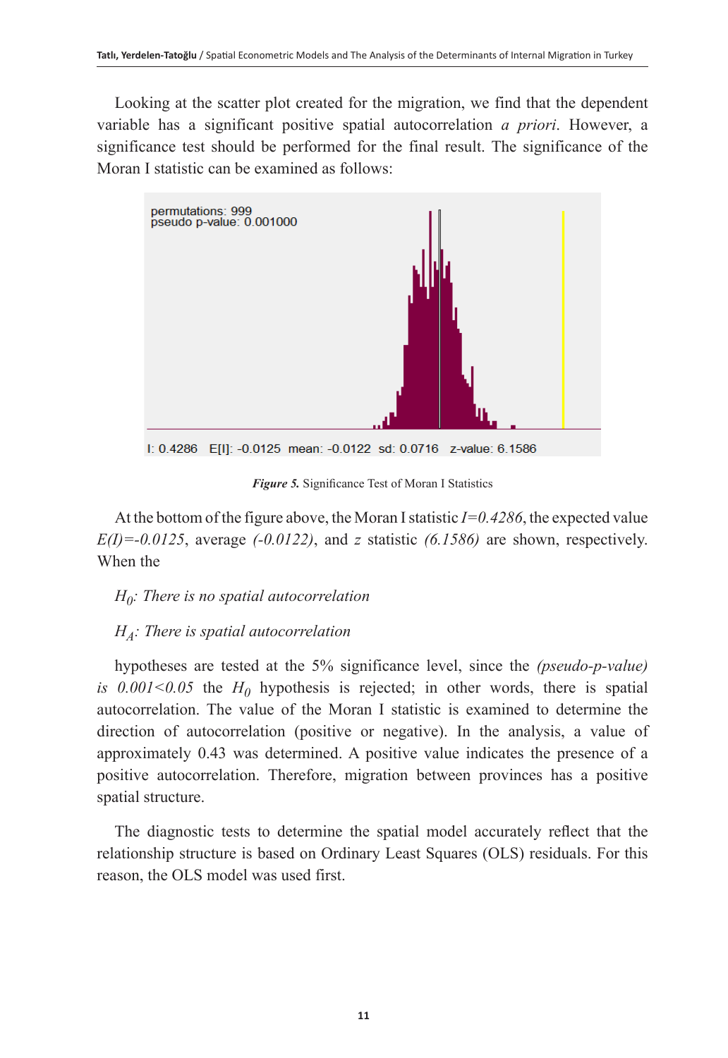Looking at the scatter plot created for the migration, we find that the dependent variable has a significant positive spatial autocorrelation *a priori*. However, a significance test should be performed for the final result. The significance of the Moran I statistic can be examined as follows:

***Figure 5.*** Significance Test of Moran I Statistics

At the bottom of the figure above, the Moran I statistic $I=0.4286$, the expected value $E(I)=-0.0125$, average $(-0.0122)$, and $z$ statistic $(6.1586)$ are shown, respectively. When the

$H_0$: *There is no spatial autocorrelation*

$H_A$: *There is spatial autocorrelation*

hypotheses are tested at the 5% significance level, since the *(pseudo-p-value) is* $0.001<0.05$ the $H_0$ hypothesis is rejected; in other words, there is spatial autocorrelation. The value of the Moran I statistic is examined to determine the direction of autocorrelation (positive or negative). In the analysis, a value of approximately 0.43 was determined. A positive value indicates the presence of a positive autocorrelation. Therefore, migration between provinces has a positive spatial structure.

The diagnostic tests to determine the spatial model accurately reflect that the relationship structure is based on Ordinary Least Squares (OLS) residuals. For this reason, the OLS model was used first.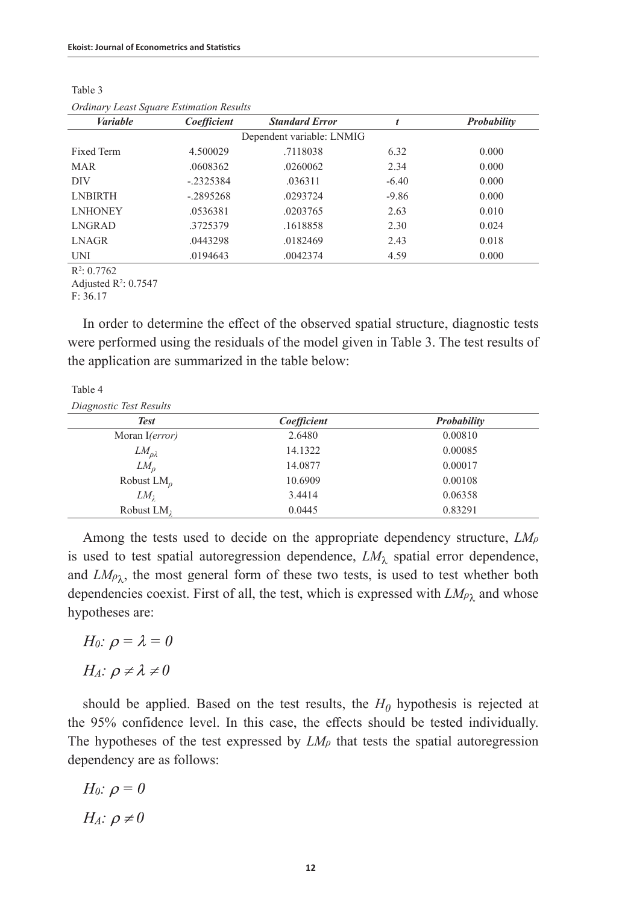Table 3

*Ordinary Least Square Estimation Results*

| *Variable* | *Coefficient* | *Standard Error* | *t* | *Probability* |
|---|---|---|---|---|
| | | Dependent variable: LNMIG | | |
| Fixed Term | 4.500029 | .7118038 | 6.32 | 0.000 |
| MAR | .0608362 | .0260062 | 2.34 | 0.000 |
| DIV | -.2325384 | .036311 | -6.40 | 0.000 |
| LNBIRTH | -.2895268 | .0293724 | -9.86 | 0.000 |
| LNHONEY | .0536381 | .0203765 | 2.63 | 0.010 |
| LNGRAD | .3725379 | .1618858 | 2.30 | 0.024 |
| LNAGR | .0443298 | .0182469 | 2.43 | 0.018 |
| UNI | .0194643 | .0042374 | 4.59 | 0.000 |

$R^2$: 0.7762
Adjusted $R^2$: 0.7547
F: 36.17

In order to determine the effect of the observed spatial structure, diagnostic tests were performed using the residuals of the model given in Table 3. The test results of the application are summarized in the table below:

Table 4

*Diagnostic Test Results*

| *Test* | *Coefficient* | *Probability* |
|---|---|---|
| Moran I*(error)* | 2.6480 | 0.00810 |
| $LM_{\rho\lambda}$ | 14.1322 | 0.00085 |
| $LM_{\rho}$ | 14.0877 | 0.00017 |
| Robust $LM_{\rho}$ | 10.6909 | 0.00108 |
| $LM_{\lambda}$ | 3.4414 | 0.06358 |
| Robust $LM_{\lambda}$ | 0.0445 | 0.83291 |

Among the tests used to decide on the appropriate dependency structure, $LM_{\rho}$ is used to test spatial autoregression dependence, $LM_{\lambda}$ spatial error dependence, and $LM_{\rho\lambda}$, the most general form of these two tests, is used to test whether both dependencies coexist. First of all, the test, which is expressed with $LM_{\rho\lambda}$ and whose hypotheses are:

$$H_0: \rho = \lambda = 0$$

$$H_A: \rho \neq \lambda \neq 0$$

should be applied. Based on the test results, the $H_0$ hypothesis is rejected at the 95% confidence level. In this case, the effects should be tested individually. The hypotheses of the test expressed by $LM_{\rho}$ that tests the spatial autoregression dependency are as follows:

$$H_0: \rho = 0$$

$$H_A: \rho \neq 0$$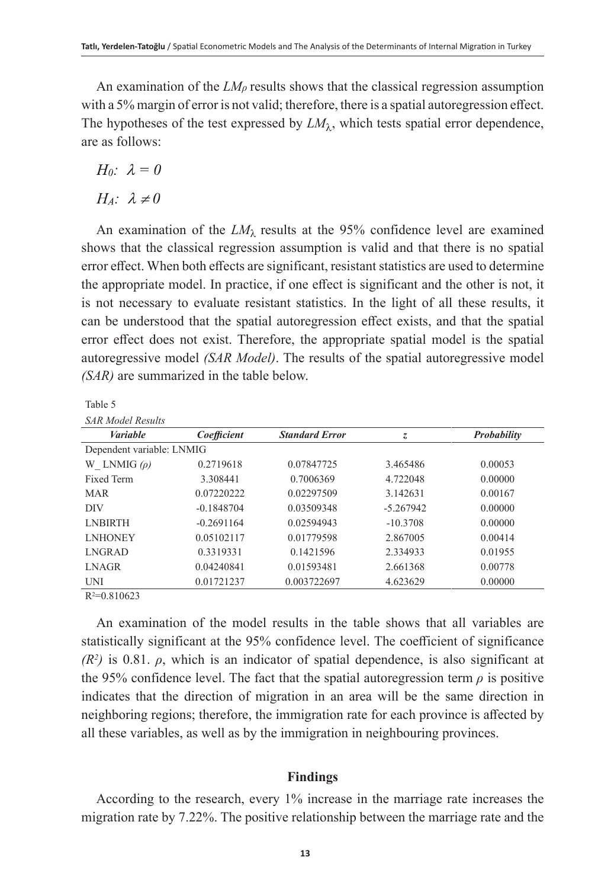An examination of the $LM_{\rho}$ results shows that the classical regression assumption with a 5% margin of error is not valid; therefore, there is a spatial autoregression effect. The hypotheses of the test expressed by $LM_{\lambda}$, which tests spatial error dependence, are as follows:

$H_0$: $\lambda = 0$

$H_A$: $\lambda \neq 0$

An examination of the $LM_{\lambda}$ results at the 95% confidence level are examined shows that the classical regression assumption is valid and that there is no spatial error effect. When both effects are significant, resistant statistics are used to determine the appropriate model. In practice, if one effect is significant and the other is not, it is not necessary to evaluate resistant statistics. In the light of all these results, it can be understood that the spatial autoregression effect exists, and that the spatial error effect does not exist. Therefore, the appropriate spatial model is the spatial autoregressive model *(SAR Model)*. The results of the spatial autoregressive model *(SAR)* are summarized in the table below.

Table 5

*SAR Model Results*

| *Variable* | *Coefficient* | *Standard Error* | *z* | *Probability* |
|---|---|---|---|---|
| Dependent variable: LNMIG | | | | |
| W_ LNMIG *(ρ)* | 0.2719618 | 0.07847725 | 3.465486 | 0.00053 |
| Fixed Term | 3.308441 | 0.7006369 | 4.722048 | 0.00000 |
| MAR | 0.07220222 | 0.02297509 | 3.142631 | 0.00167 |
| DIV | -0.1848704 | 0.03509348 | -5.267942 | 0.00000 |
| LNBIRTH | -0.2691164 | 0.02594943 | -10.3708 | 0.00000 |
| LNHONEY | 0.05102117 | 0.01779598 | 2.867005 | 0.00414 |
| LNGRAD | 0.3319331 | 0.1421596 | 2.334933 | 0.01955 |
| LNAGR | 0.04240841 | 0.01593481 | 2.661368 | 0.00778 |
| UNI | 0.01721237 | 0.003722697 | 4.623629 | 0.00000 |

$R^2$=0.810623

An examination of the model results in the table shows that all variables are statistically significant at the 95% confidence level. The coefficient of significance *($R^2$)* is 0.81. $\rho$, which is an indicator of spatial dependence, is also significant at the 95% confidence level. The fact that the spatial autoregression term $\rho$ is positive indicates that the direction of migration in an area will be the same direction in neighboring regions; therefore, the immigration rate for each province is affected by all these variables, as well as by the immigration in neighbouring provinces.

## Findings

According to the research, every 1% increase in the marriage rate increases the migration rate by 7.22%. The positive relationship between the marriage rate and the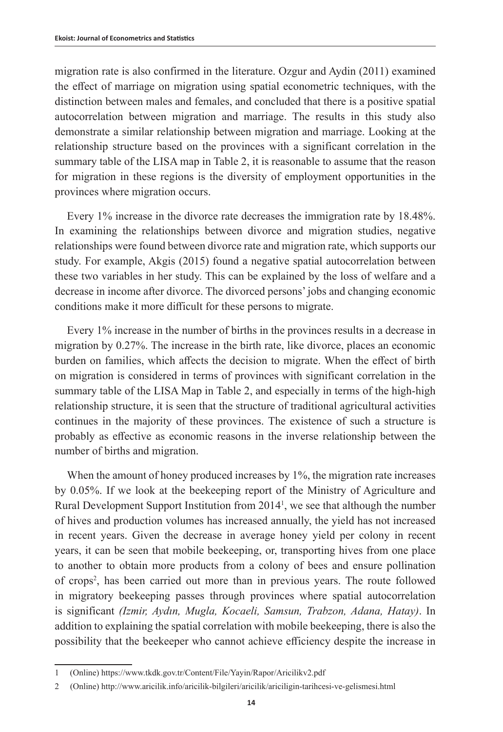migration rate is also confirmed in the literature. Ozgur and Aydin (2011) examined the effect of marriage on migration using spatial econometric techniques, with the distinction between males and females, and concluded that there is a positive spatial autocorrelation between migration and marriage. The results in this study also demonstrate a similar relationship between migration and marriage. Looking at the relationship structure based on the provinces with a significant correlation in the summary table of the LISA map in Table 2, it is reasonable to assume that the reason for migration in these regions is the diversity of employment opportunities in the provinces where migration occurs.

Every 1% increase in the divorce rate decreases the immigration rate by 18.48%. In examining the relationships between divorce and migration studies, negative relationships were found between divorce rate and migration rate, which supports our study. For example, Akgis (2015) found a negative spatial autocorrelation between these two variables in her study. This can be explained by the loss of welfare and a decrease in income after divorce. The divorced persons' jobs and changing economic conditions make it more difficult for these persons to migrate.

Every 1% increase in the number of births in the provinces results in a decrease in migration by 0.27%. The increase in the birth rate, like divorce, places an economic burden on families, which affects the decision to migrate. When the effect of birth on migration is considered in terms of provinces with significant correlation in the summary table of the LISA Map in Table 2, and especially in terms of the high-high relationship structure, it is seen that the structure of traditional agricultural activities continues in the majority of these provinces. The existence of such a structure is probably as effective as economic reasons in the inverse relationship between the number of births and migration.

When the amount of honey produced increases by 1%, the migration rate increases by 0.05%. If we look at the beekeeping report of the Ministry of Agriculture and Rural Development Support Institution from 2014[1], we see that although the number of hives and production volumes has increased annually, the yield has not increased in recent years. Given the decrease in average honey yield per colony in recent years, it can be seen that mobile beekeeping, or, transporting hives from one place to another to obtain more products from a colony of bees and ensure pollination of crops[2], has been carried out more than in previous years. The route followed in migratory beekeeping passes through provinces where spatial autocorrelation is significant *(Izmir, Aydın, Mugla, Kocaeli, Samsun, Trabzon, Adana, Hatay)*. In addition to explaining the spatial correlation with mobile beekeeping, there is also the possibility that the beekeeper who cannot achieve efficiency despite the increase in

---

1 (Online) https://www.tkdk.gov.tr/Content/File/Yayin/Rapor/Aricilikv2.pdf

2 (Online) http://www.aricilik.info/aricilik-bilgileri/aricilik/ariciligin-tarihcesi-ve-gelismesi.html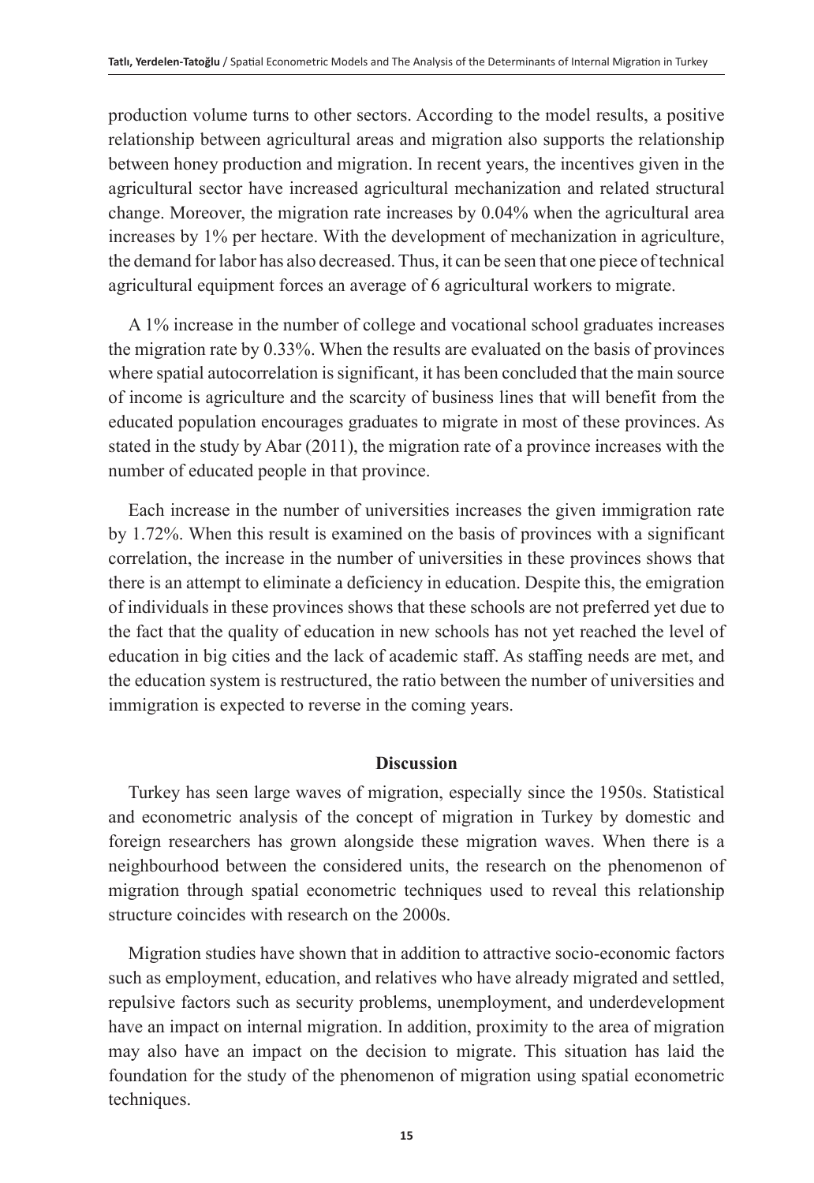production volume turns to other sectors. According to the model results, a positive relationship between agricultural areas and migration also supports the relationship between honey production and migration. In recent years, the incentives given in the agricultural sector have increased agricultural mechanization and related structural change. Moreover, the migration rate increases by 0.04% when the agricultural area increases by 1% per hectare. With the development of mechanization in agriculture, the demand for labor has also decreased. Thus, it can be seen that one piece of technical agricultural equipment forces an average of 6 agricultural workers to migrate.

A 1% increase in the number of college and vocational school graduates increases the migration rate by 0.33%. When the results are evaluated on the basis of provinces where spatial autocorrelation is significant, it has been concluded that the main source of income is agriculture and the scarcity of business lines that will benefit from the educated population encourages graduates to migrate in most of these provinces. As stated in the study by Abar (2011), the migration rate of a province increases with the number of educated people in that province.

Each increase in the number of universities increases the given immigration rate by 1.72%. When this result is examined on the basis of provinces with a significant correlation, the increase in the number of universities in these provinces shows that there is an attempt to eliminate a deficiency in education. Despite this, the emigration of individuals in these provinces shows that these schools are not preferred yet due to the fact that the quality of education in new schools has not yet reached the level of education in big cities and the lack of academic staff. As staffing needs are met, and the education system is restructured, the ratio between the number of universities and immigration is expected to reverse in the coming years.

## Discussion

Turkey has seen large waves of migration, especially since the 1950s. Statistical and econometric analysis of the concept of migration in Turkey by domestic and foreign researchers has grown alongside these migration waves. When there is a neighbourhood between the considered units, the research on the phenomenon of migration through spatial econometric techniques used to reveal this relationship structure coincides with research on the 2000s.

Migration studies have shown that in addition to attractive socio-economic factors such as employment, education, and relatives who have already migrated and settled, repulsive factors such as security problems, unemployment, and underdevelopment have an impact on internal migration. In addition, proximity to the area of migration may also have an impact on the decision to migrate. This situation has laid the foundation for the study of the phenomenon of migration using spatial econometric techniques.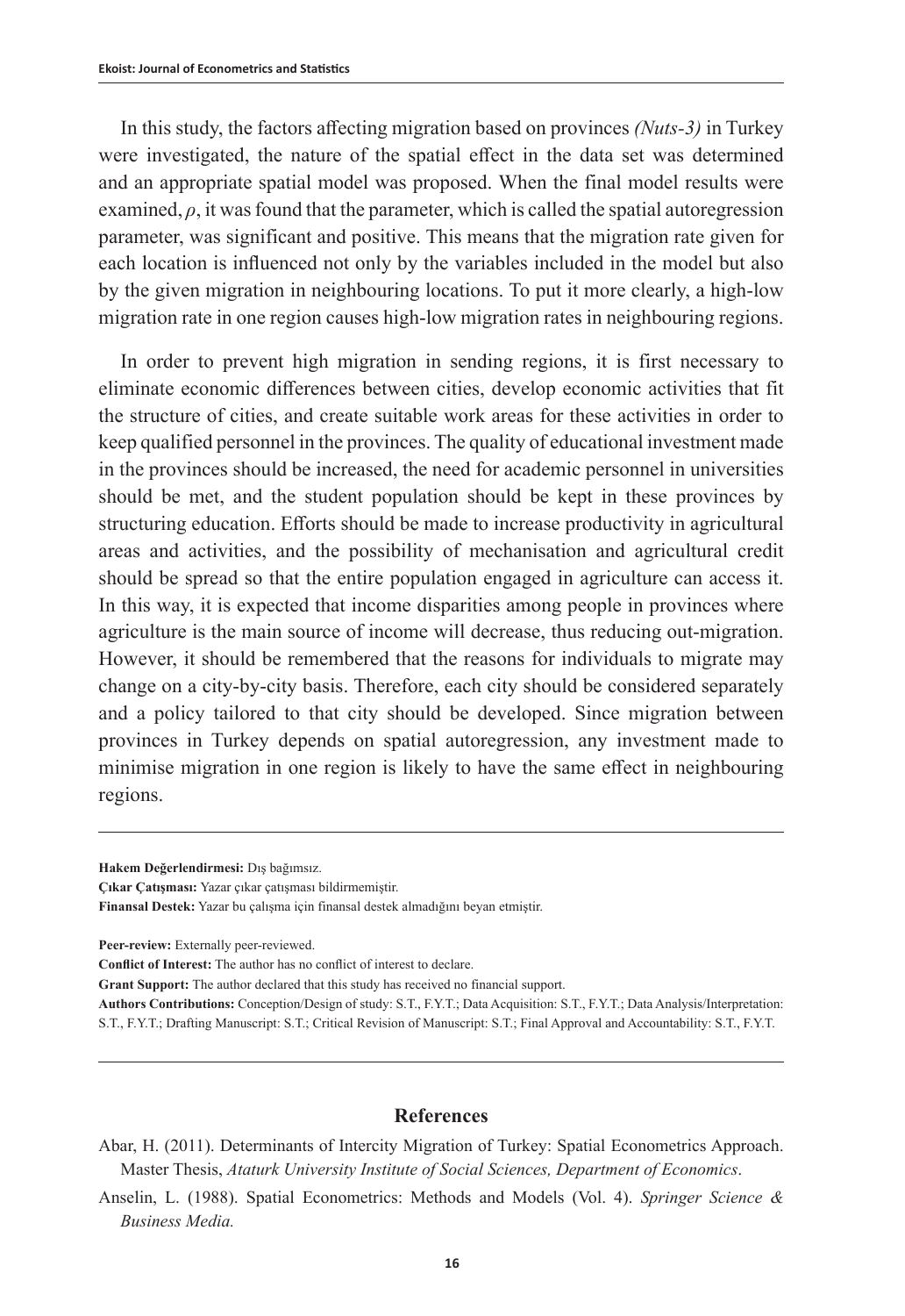In this study, the factors affecting migration based on provinces *(Nuts-3)* in Turkey were investigated, the nature of the spatial effect in the data set was determined and an appropriate spatial model was proposed. When the final model results were examined, $\rho$, it was found that the parameter, which is called the spatial autoregression parameter, was significant and positive. This means that the migration rate given for each location is influenced not only by the variables included in the model but also by the given migration in neighbouring locations. To put it more clearly, a high-low migration rate in one region causes high-low migration rates in neighbouring regions.

In order to prevent high migration in sending regions, it is first necessary to eliminate economic differences between cities, develop economic activities that fit the structure of cities, and create suitable work areas for these activities in order to keep qualified personnel in the provinces. The quality of educational investment made in the provinces should be increased, the need for academic personnel in universities should be met, and the student population should be kept in these provinces by structuring education. Efforts should be made to increase productivity in agricultural areas and activities, and the possibility of mechanisation and agricultural credit should be spread so that the entire population engaged in agriculture can access it. In this way, it is expected that income disparities among people in provinces where agriculture is the main source of income will decrease, thus reducing out-migration. However, it should be remembered that the reasons for individuals to migrate may change on a city-by-city basis. Therefore, each city should be considered separately and a policy tailored to that city should be developed. Since migration between provinces in Turkey depends on spatial autoregression, any investment made to minimise migration in one region is likely to have the same effect in neighbouring regions.

---

**Hakem Değerlendirmesi:** Dış bağımsız.

**Çıkar Çatışması:** Yazar çıkar çatışması bildirmemiştir.

**Finansal Destek:** Yazar bu çalışma için finansal destek almadığını beyan etmiştir.

**Peer-review:** Externally peer-reviewed.

**Conflict of Interest:** The author has no conflict of interest to declare.

**Grant Support:** The author declared that this study has received no financial support.

**Authors Contributions:** Conception/Design of study: S.T., F.Y.T.; Data Acquisition: S.T., F.Y.T.; Data Analysis/Interpretation: S.T., F.Y.T.; Drafting Manuscript: S.T.; Critical Revision of Manuscript: S.T.; Final Approval and Accountability: S.T., F.Y.T.

---

## References

Abar, H. (2011). Determinants of Intercity Migration of Turkey: Spatial Econometrics Approach. Master Thesis, *Ataturk University Institute of Social Sciences, Department of Economics*.

Anselin, L. (1988). Spatial Econometrics: Methods and Models (Vol. 4). *Springer Science & Business Media.*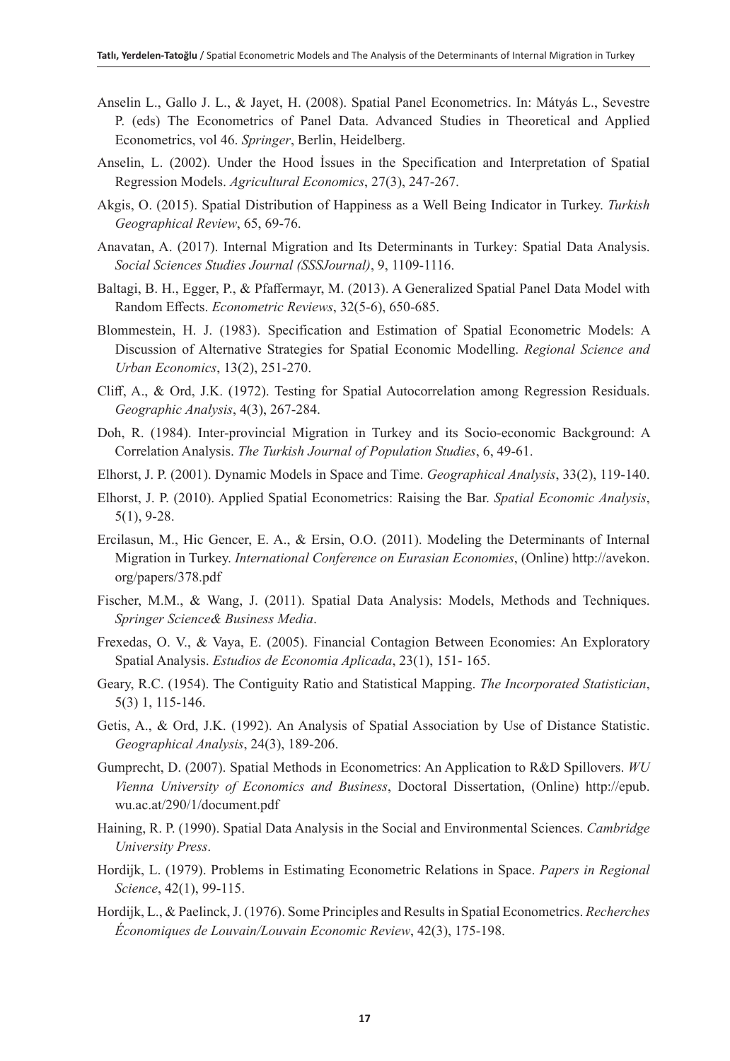Anselin L., Gallo J. L., & Jayet, H. (2008). Spatial Panel Econometrics. In: Mátyás L., Sevestre P. (eds) The Econometrics of Panel Data. Advanced Studies in Theoretical and Applied Econometrics, vol 46. *Springer*, Berlin, Heidelberg.

Anselin, L. (2002). Under the Hood İssues in the Specification and Interpretation of Spatial Regression Models. *Agricultural Economics*, 27(3), 247-267.

Akgis, O. (2015). Spatial Distribution of Happiness as a Well Being Indicator in Turkey. *Turkish Geographical Review*, 65, 69-76.

Anavatan, A. (2017). Internal Migration and Its Determinants in Turkey: Spatial Data Analysis. *Social Sciences Studies Journal (SSSJournal)*, 9, 1109-1116.

Baltagi, B. H., Egger, P., & Pfaffermayr, M. (2013). A Generalized Spatial Panel Data Model with Random Effects. *Econometric Reviews*, 32(5-6), 650-685.

Blommestein, H. J. (1983). Specification and Estimation of Spatial Econometric Models: A Discussion of Alternative Strategies for Spatial Economic Modelling. *Regional Science and Urban Economics*, 13(2), 251-270.

Cliff, A., & Ord, J.K. (1972). Testing for Spatial Autocorrelation among Regression Residuals. *Geographic Analysis*, 4(3), 267-284.

Doh, R. (1984). Inter-provincial Migration in Turkey and its Socio-economic Background: A Correlation Analysis. *The Turkish Journal of Population Studies*, 6, 49-61.

Elhorst, J. P. (2001). Dynamic Models in Space and Time. *Geographical Analysis*, 33(2), 119-140.

Elhorst, J. P. (2010). Applied Spatial Econometrics: Raising the Bar. *Spatial Economic Analysis*, 5(1), 9-28.

Ercilasun, M., Hic Gencer, E. A., & Ersin, O.O. (2011). Modeling the Determinants of Internal Migration in Turkey. *International Conference on Eurasian Economies*, (Online) http://avekon.org/papers/378.pdf

Fischer, M.M., & Wang, J. (2011). Spatial Data Analysis: Models, Methods and Techniques. *Springer Science& Business Media*.

Frexedas, O. V., & Vaya, E. (2005). Financial Contagion Between Economies: An Exploratory Spatial Analysis. *Estudios de Economia Aplicada*, 23(1), 151- 165.

Geary, R.C. (1954). The Contiguity Ratio and Statistical Mapping. *The Incorporated Statistician*, 5(3) 1, 115-146.

Getis, A., & Ord, J.K. (1992). An Analysis of Spatial Association by Use of Distance Statistic. *Geographical Analysis*, 24(3), 189-206.

Gumprecht, D. (2007). Spatial Methods in Econometrics: An Application to R&D Spillovers. *WU Vienna University of Economics and Business*, Doctoral Dissertation, (Online) http://epub.wu.ac.at/290/1/document.pdf

Haining, R. P. (1990). Spatial Data Analysis in the Social and Environmental Sciences. *Cambridge University Press*.

Hordijk, L. (1979). Problems in Estimating Econometric Relations in Space. *Papers in Regional Science*, 42(1), 99-115.

Hordijk, L., & Paelinck, J. (1976). Some Principles and Results in Spatial Econometrics. *Recherches Économiques de Louvain/Louvain Economic Review*, 42(3), 175-198.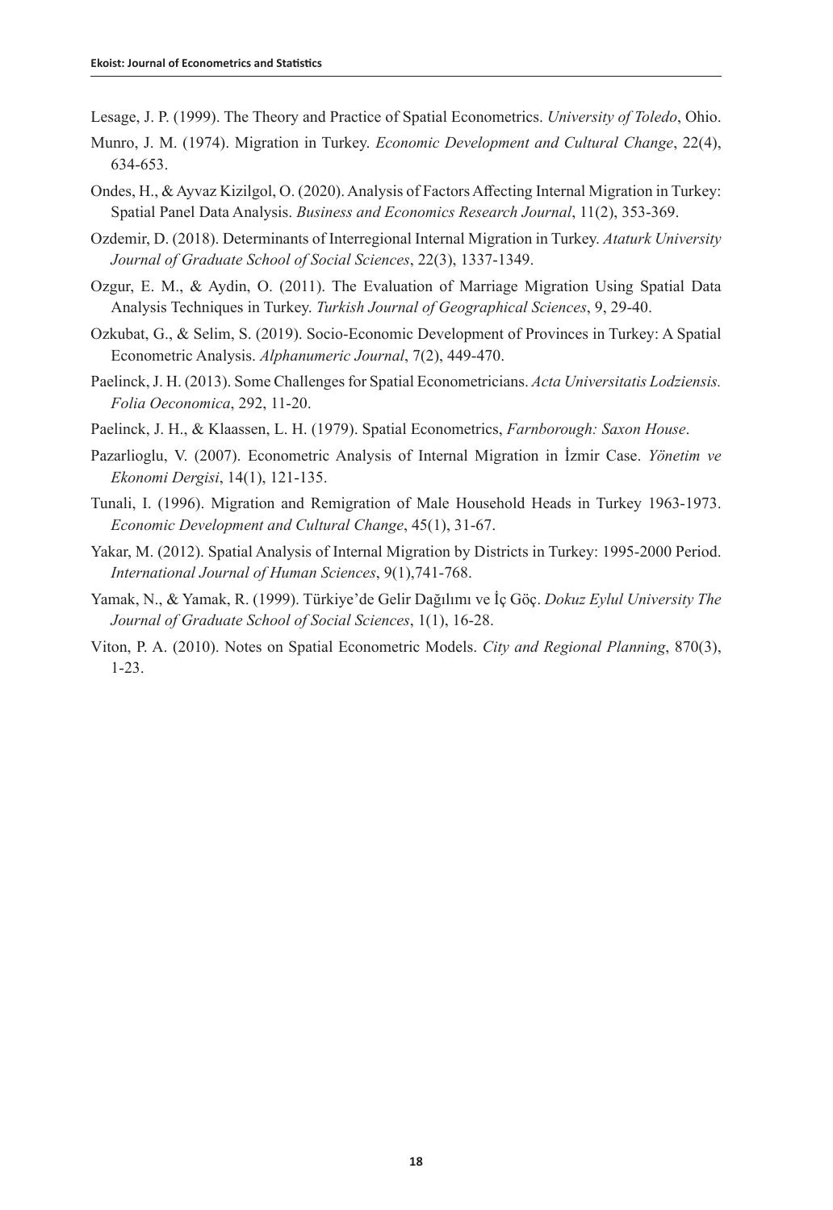Lesage, J. P. (1999). The Theory and Practice of Spatial Econometrics. *University of Toledo*, Ohio.

Munro, J. M. (1974). Migration in Turkey. *Economic Development and Cultural Change*, 22(4), 634-653.

Ondes, H., & Ayvaz Kizilgol, O. (2020). Analysis of Factors Affecting Internal Migration in Turkey: Spatial Panel Data Analysis. *Business and Economics Research Journal*, 11(2), 353-369.

Ozdemir, D. (2018). Determinants of Interregional Internal Migration in Turkey. *Ataturk University Journal of Graduate School of Social Sciences*, 22(3), 1337-1349.

Ozgur, E. M., & Aydin, O. (2011). The Evaluation of Marriage Migration Using Spatial Data Analysis Techniques in Turkey. *Turkish Journal of Geographical Sciences*, 9, 29-40.

Ozkubat, G., & Selim, S. (2019). Socio-Economic Development of Provinces in Turkey: A Spatial Econometric Analysis. *Alphanumeric Journal*, 7(2), 449-470.

Paelinck, J. H. (2013). Some Challenges for Spatial Econometricians. *Acta Universitatis Lodziensis. Folia Oeconomica*, 292, 11-20.

Paelinck, J. H., & Klaassen, L. H. (1979). Spatial Econometrics, *Farnborough: Saxon House*.

Pazarlioglu, V. (2007). Econometric Analysis of Internal Migration in İzmir Case. *Yönetim ve Ekonomi Dergisi*, 14(1), 121-135.

Tunali, I. (1996). Migration and Remigration of Male Household Heads in Turkey 1963-1973. *Economic Development and Cultural Change*, 45(1), 31-67.

Yakar, M. (2012). Spatial Analysis of Internal Migration by Districts in Turkey: 1995-2000 Period. *International Journal of Human Sciences*, 9(1),741-768.

Yamak, N., & Yamak, R. (1999). Türkiye'de Gelir Dağılımı ve İç Göç. *Dokuz Eylul University The Journal of Graduate School of Social Sciences*, 1(1), 16-28.

Viton, P. A. (2010). Notes on Spatial Econometric Models. *City and Regional Planning*, 870(3), 1-23.